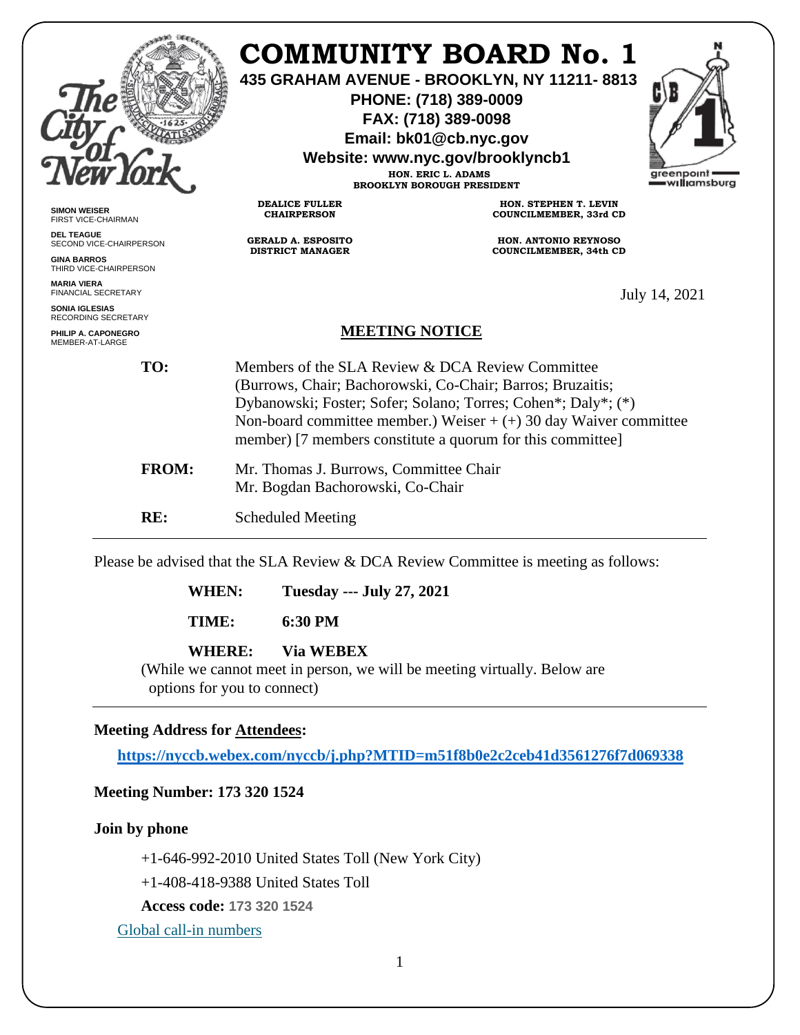# COMMUNITY BOARD No. 1

**435 GRAHAM AVENUE - BROOKLYN, NY 11211- 8813**
**PHONE: (718) 389-0009**
**FAX: (718) 389-0098**
**Email: bk01@cb.nyc.gov**
**Website: www.nyc.gov/brooklyncb1**

**HON. ERIC L. ADAMS**
**BROOKLYN BOROUGH PRESIDENT**

**SIMON WEISER**
FIRST VICE-CHAIRMAN

**DEL TEAGUE**
SECOND VICE-CHAIRPERSON

**GINA BARROS**
THIRD VICE-CHAIRPERSON

**MARIA VIERA**
FINANCIAL SECRETARY

**SONIA IGLESIAS**
RECORDING SECRETARY

**PHILIP A. CAPONEGRO**
MEMBER-AT-LARGE

**DEALICE FULLER**
**CHAIRPERSON**

**GERALD A. ESPOSITO**
**DISTRICT MANAGER**

**HON. STEPHEN T. LEVIN**
**COUNCILMEMBER, 33rd CD**

**HON. ANTONIO REYNOSO**
**COUNCILMEMBER, 34th CD**

July 14, 2021

## MEETING NOTICE

**TO:** Members of the SLA Review & DCA Review Committee (Burrows, Chair; Bachorowski, Co-Chair; Barros; Bruzaitis; Dybanowski; Foster; Sofer; Solano; Torres; Cohen*; Daly*; (*) Non-board committee member.) Weiser + (+) 30 day Waiver committee member) [7 members constitute a quorum for this committee]

**FROM:** Mr. Thomas J. Burrows, Committee Chair
Mr. Bogdan Bachorowski, Co-Chair

**RE:** Scheduled Meeting

---

Please be advised that the SLA Review & DCA Review Committee is meeting as follows:

**WHEN:** **Tuesday --- July 27, 2021**

**TIME:** **6:30 PM**

**WHERE:** **Via WEBEX**
(While we cannot meet in person, we will be meeting virtually. Below are options for you to connect)

---

**Meeting Address for Attendees:**

**https://nyccb.webex.com/nyccb/j.php?MTID=m51f8b0e2c2ceb41d3561276f7d069338**

**Meeting Number: 173 320 1524**

**Join by phone**

+1-646-992-2010 United States Toll (New York City)

+1-408-418-9388 United States Toll

**Access code: 173 320 1524**

Global call-in numbers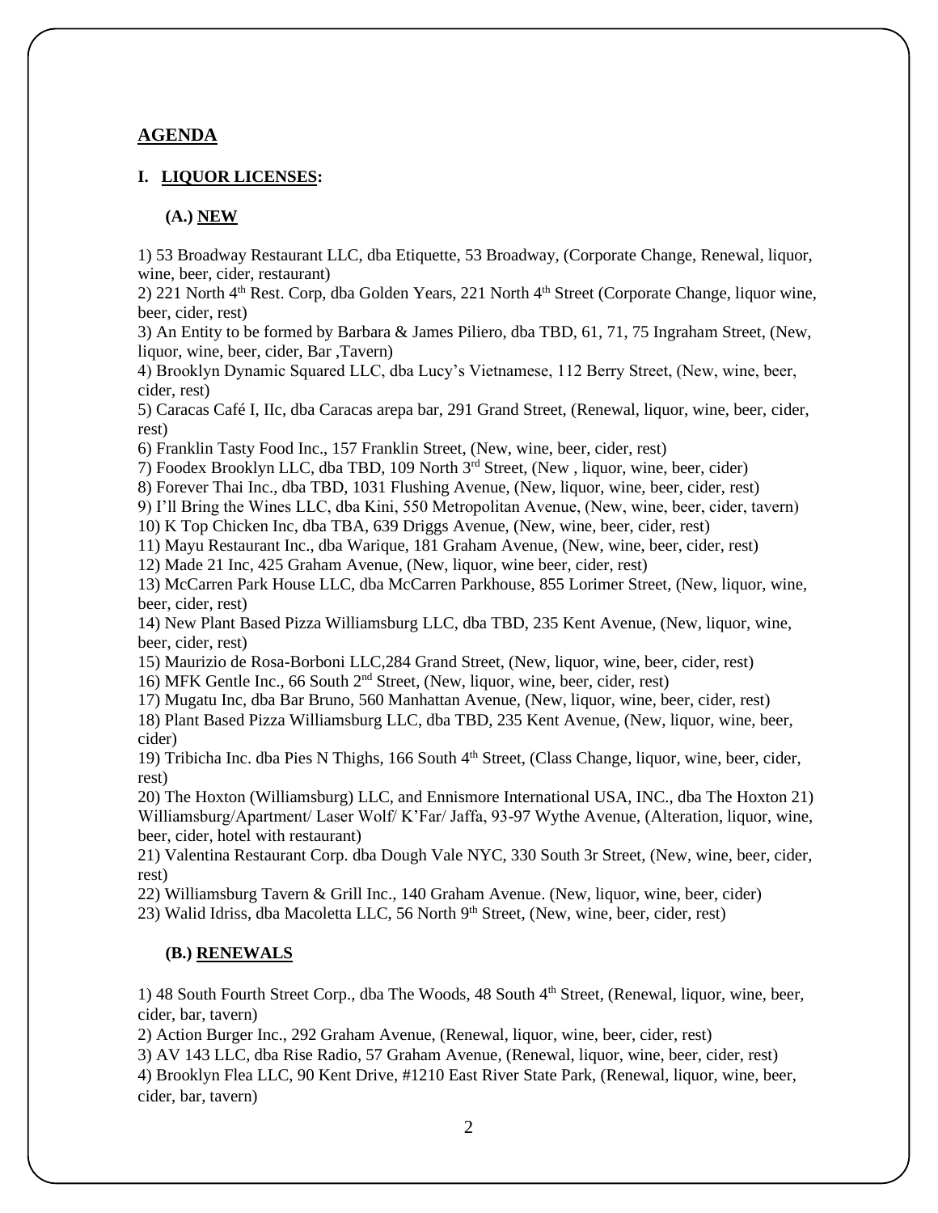## AGENDA

### I. LIQUOR LICENSES:

#### (A.) NEW

1) 53 Broadway Restaurant LLC, dba Etiquette, 53 Broadway, (Corporate Change, Renewal, liquor, wine, beer, cider, restaurant)
2) 221 North 4th Rest. Corp, dba Golden Years, 221 North 4th Street (Corporate Change, liquor wine, beer, cider, rest)
3) An Entity to be formed by Barbara & James Piliero, dba TBD, 61, 71, 75 Ingraham Street, (New, liquor, wine, beer, cider, Bar ,Tavern)
4) Brooklyn Dynamic Squared LLC, dba Lucy's Vietnamese, 112 Berry Street, (New, wine, beer, cider, rest)
5) Caracas Café I, IIc, dba Caracas arepa bar, 291 Grand Street, (Renewal, liquor, wine, beer, cider, rest)
6) Franklin Tasty Food Inc., 157 Franklin Street, (New, wine, beer, cider, rest)
7) Foodex Brooklyn LLC, dba TBD, 109 North 3rd Street, (New , liquor, wine, beer, cider)
8) Forever Thai Inc., dba TBD, 1031 Flushing Avenue, (New, liquor, wine, beer, cider, rest)
9) I'll Bring the Wines LLC, dba Kini, 550 Metropolitan Avenue, (New, wine, beer, cider, tavern)
10) K Top Chicken Inc, dba TBA, 639 Driggs Avenue, (New, wine, beer, cider, rest)
11) Mayu Restaurant Inc., dba Warique, 181 Graham Avenue, (New, wine, beer, cider, rest)
12) Made 21 Inc, 425 Graham Avenue, (New, liquor, wine beer, cider, rest)
13) McCarren Park House LLC, dba McCarren Parkhouse, 855 Lorimer Street, (New, liquor, wine, beer, cider, rest)
14) New Plant Based Pizza Williamsburg LLC, dba TBD, 235 Kent Avenue, (New, liquor, wine, beer, cider, rest)
15) Maurizio de Rosa-Borboni LLC,284 Grand Street, (New, liquor, wine, beer, cider, rest)
16) MFK Gentle Inc., 66 South 2nd Street, (New, liquor, wine, beer, cider, rest)
17) Mugatu Inc, dba Bar Bruno, 560 Manhattan Avenue, (New, liquor, wine, beer, cider, rest)
18) Plant Based Pizza Williamsburg LLC, dba TBD, 235 Kent Avenue, (New, liquor, wine, beer, cider)
19) Tribicha Inc. dba Pies N Thighs, 166 South 4th Street, (Class Change, liquor, wine, beer, cider, rest)
20) The Hoxton (Williamsburg) LLC, and Ennismore International USA, INC., dba The Hoxton 21) Williamsburg/Apartment/ Laser Wolf/ K'Far/ Jaffa, 93-97 Wythe Avenue, (Alteration, liquor, wine, beer, cider, hotel with restaurant)
21) Valentina Restaurant Corp. dba Dough Vale NYC, 330 South 3r Street, (New, wine, beer, cider, rest)
22) Williamsburg Tavern & Grill Inc., 140 Graham Avenue. (New, liquor, wine, beer, cider)
23) Walid Idriss, dba Macoletta LLC, 56 North 9th Street, (New, wine, beer, cider, rest)

#### (B.) RENEWALS

1) 48 South Fourth Street Corp., dba The Woods, 48 South 4th Street, (Renewal, liquor, wine, beer, cider, bar, tavern)
2) Action Burger Inc., 292 Graham Avenue, (Renewal, liquor, wine, beer, cider, rest)
3) AV 143 LLC, dba Rise Radio, 57 Graham Avenue, (Renewal, liquor, wine, beer, cider, rest)
4) Brooklyn Flea LLC, 90 Kent Drive, #1210 East River State Park, (Renewal, liquor, wine, beer, cider, bar, tavern)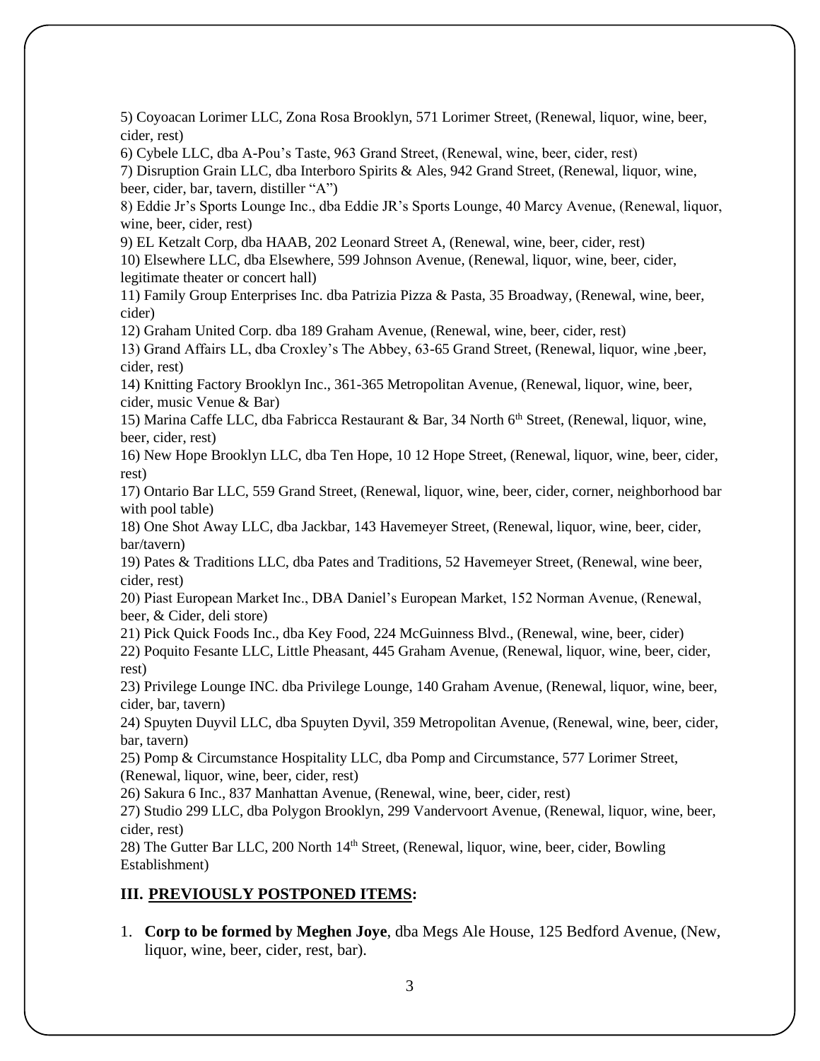5) Coyoacan Lorimer LLC, Zona Rosa Brooklyn, 571 Lorimer Street, (Renewal, liquor, wine, beer, cider, rest)

6) Cybele LLC, dba A-Pou's Taste, 963 Grand Street, (Renewal, wine, beer, cider, rest)

7) Disruption Grain LLC, dba Interboro Spirits & Ales, 942 Grand Street, (Renewal, liquor, wine, beer, cider, bar, tavern, distiller "A")

8) Eddie Jr's Sports Lounge Inc., dba Eddie JR's Sports Lounge, 40 Marcy Avenue, (Renewal, liquor, wine, beer, cider, rest)

9) EL Ketzalt Corp, dba HAAB, 202 Leonard Street A, (Renewal, wine, beer, cider, rest)

10) Elsewhere LLC, dba Elsewhere, 599 Johnson Avenue, (Renewal, liquor, wine, beer, cider, legitimate theater or concert hall)

11) Family Group Enterprises Inc. dba Patrizia Pizza & Pasta, 35 Broadway, (Renewal, wine, beer, cider)

12) Graham United Corp. dba 189 Graham Avenue, (Renewal, wine, beer, cider, rest)

13) Grand Affairs LL, dba Croxley's The Abbey, 63-65 Grand Street, (Renewal, liquor, wine ,beer, cider, rest)

14) Knitting Factory Brooklyn Inc., 361-365 Metropolitan Avenue, (Renewal, liquor, wine, beer, cider, music Venue & Bar)

15) Marina Caffe LLC, dba Fabricca Restaurant & Bar, 34 North 6th Street, (Renewal, liquor, wine, beer, cider, rest)

16) New Hope Brooklyn LLC, dba Ten Hope, 10 12 Hope Street, (Renewal, liquor, wine, beer, cider, rest)

17) Ontario Bar LLC, 559 Grand Street, (Renewal, liquor, wine, beer, cider, corner, neighborhood bar with pool table)

18) One Shot Away LLC, dba Jackbar, 143 Havemeyer Street, (Renewal, liquor, wine, beer, cider, bar/tavern)

19) Pates & Traditions LLC, dba Pates and Traditions, 52 Havemeyer Street, (Renewal, wine beer, cider, rest)

20) Piast European Market Inc., DBA Daniel's European Market, 152 Norman Avenue, (Renewal, beer, & Cider, deli store)

21) Pick Quick Foods Inc., dba Key Food, 224 McGuinness Blvd., (Renewal, wine, beer, cider)

22) Poquito Fesante LLC, Little Pheasant, 445 Graham Avenue, (Renewal, liquor, wine, beer, cider, rest)

23) Privilege Lounge INC. dba Privilege Lounge, 140 Graham Avenue, (Renewal, liquor, wine, beer, cider, bar, tavern)

24) Spuyten Duyvil LLC, dba Spuyten Dyvil, 359 Metropolitan Avenue, (Renewal, wine, beer, cider, bar, tavern)

25) Pomp & Circumstance Hospitality LLC, dba Pomp and Circumstance, 577 Lorimer Street, (Renewal, liquor, wine, beer, cider, rest)

26) Sakura 6 Inc., 837 Manhattan Avenue, (Renewal, wine, beer, cider, rest)

27) Studio 299 LLC, dba Polygon Brooklyn, 299 Vandervoort Avenue, (Renewal, liquor, wine, beer, cider, rest)

28) The Gutter Bar LLC, 200 North 14th Street, (Renewal, liquor, wine, beer, cider, Bowling Establishment)

## III. PREVIOUSLY POSTPONED ITEMS:

1. **Corp to be formed by Meghen Joye**, dba Megs Ale House, 125 Bedford Avenue, (New, liquor, wine, beer, cider, rest, bar).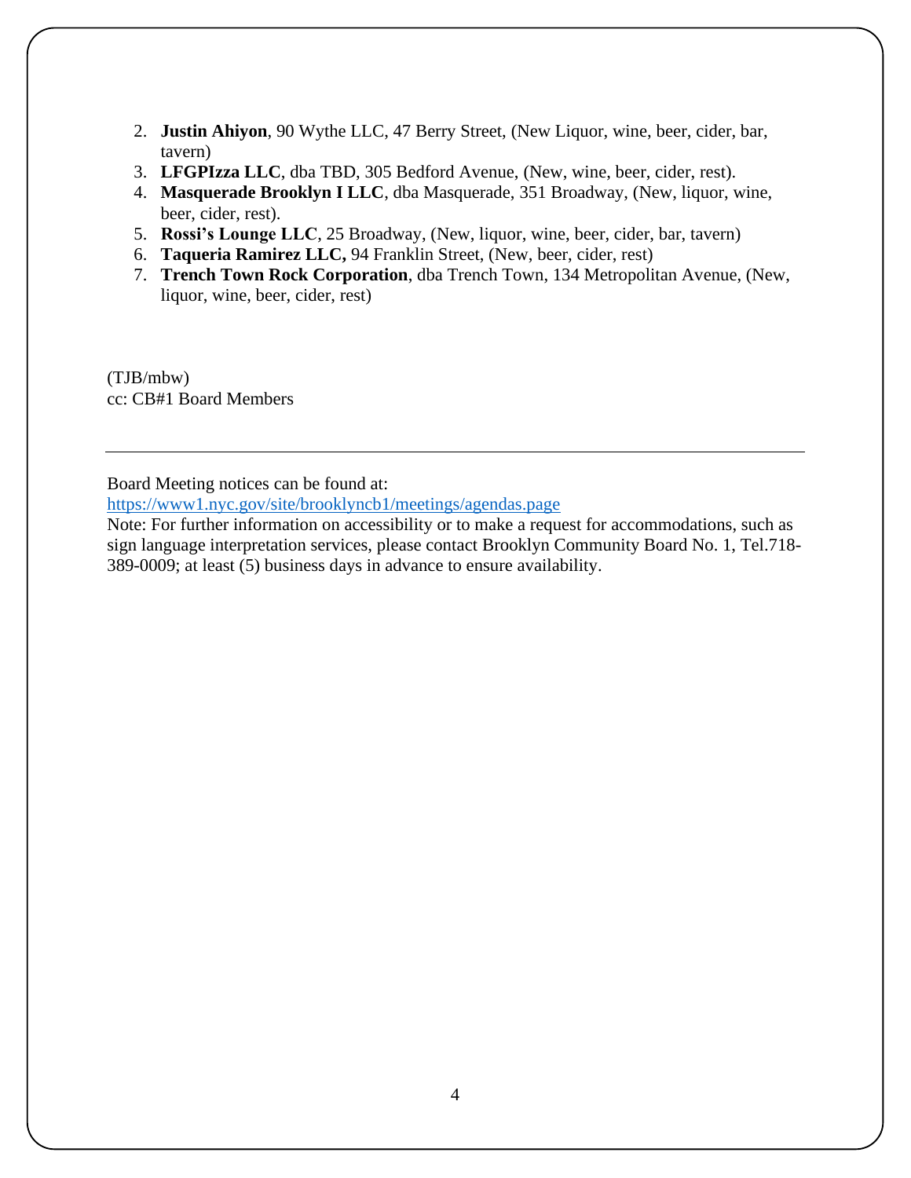2. **Justin Ahiyon**, 90 Wythe LLC, 47 Berry Street, (New Liquor, wine, beer, cider, bar, tavern)
3. **LFGPIzza LLC**, dba TBD, 305 Bedford Avenue, (New, wine, beer, cider, rest).
4. **Masquerade Brooklyn I LLC**, dba Masquerade, 351 Broadway, (New, liquor, wine, beer, cider, rest).
5. **Rossi's Lounge LLC**, 25 Broadway, (New, liquor, wine, beer, cider, bar, tavern)
6. **Taqueria Ramirez LLC,** 94 Franklin Street, (New, beer, cider, rest)
7. **Trench Town Rock Corporation**, dba Trench Town, 134 Metropolitan Avenue, (New, liquor, wine, beer, cider, rest)

(TJB/mbw)
cc: CB#1 Board Members

---

Board Meeting notices can be found at:
https://www1.nyc.gov/site/brooklyncb1/meetings/agendas.page
Note: For further information on accessibility or to make a request for accommodations, such as sign language interpretation services, please contact Brooklyn Community Board No. 1, Tel.718-389-0009; at least (5) business days in advance to ensure availability.